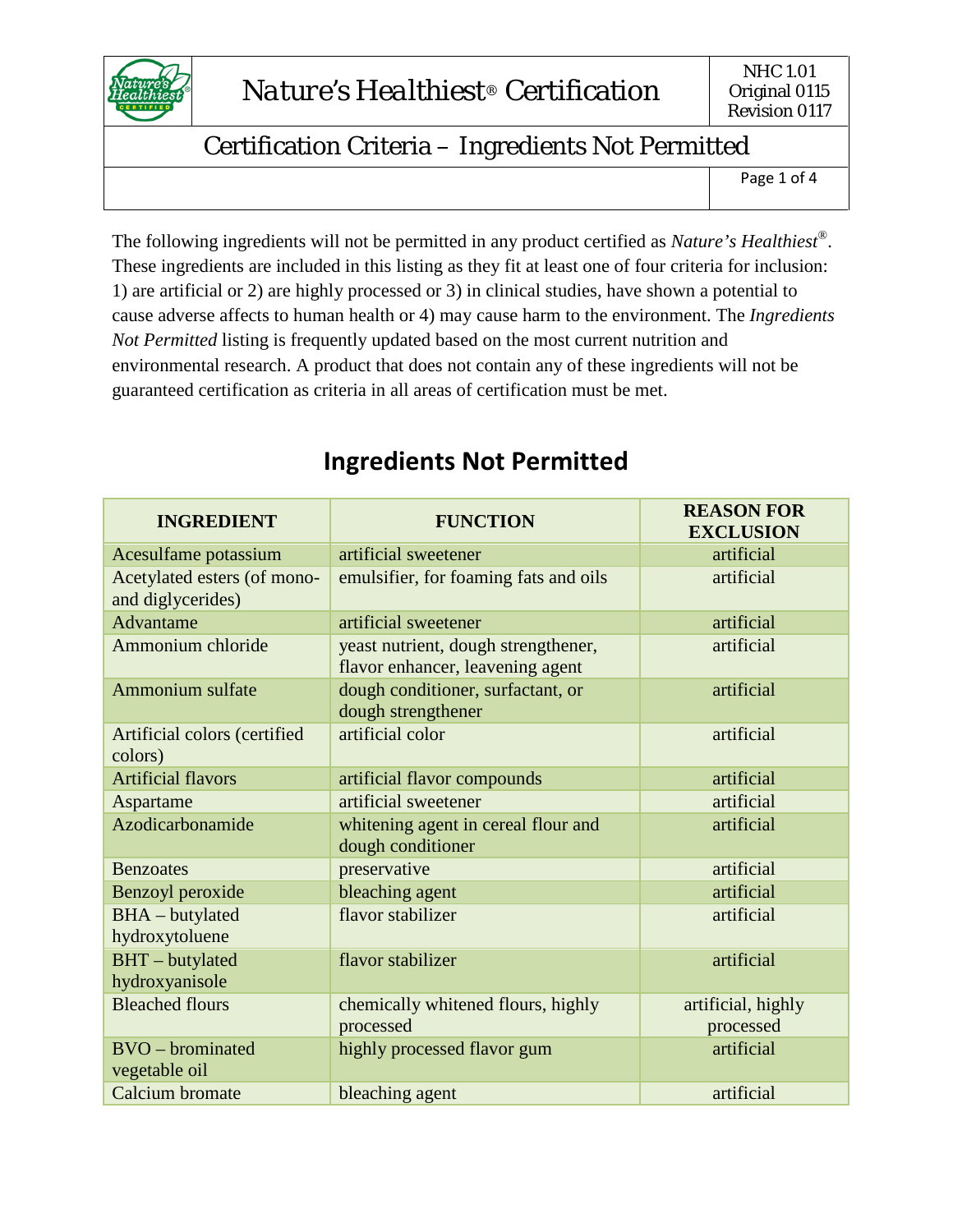# *Nature's Healthiest*® Certification

NHC 1.01
Original 0115
Revision 0117

## Certification Criteria – Ingredients Not Permitted

The following ingredients will not be permitted in any product certified as *Nature's Healthiest*®. These ingredients are included in this listing as they fit at least one of four criteria for inclusion: 1) are artificial or 2) are highly processed or 3) in clinical studies, have shown a potential to cause adverse affects to human health or 4) may cause harm to the environment. The *Ingredients Not Permitted* listing is frequently updated based on the most current nutrition and environmental research. A product that does not contain any of these ingredients will not be guaranteed certification as criteria in all areas of certification must be met.

## Ingredients Not Permitted

| INGREDIENT | FUNCTION | REASON FOR EXCLUSION |
|---|---|---|
| Acesulfame potassium | artificial sweetener | artificial |
| Acetylated esters (of mono- and diglycerides) | emulsifier, for foaming fats and oils | artificial |
| Advantame | artificial sweetener | artificial |
| Ammonium chloride | yeast nutrient, dough strengthener, flavor enhancer, leavening agent | artificial |
| Ammonium sulfate | dough conditioner, surfactant, or dough strengthener | artificial |
| Artificial colors (certified colors) | artificial color | artificial |
| Artificial flavors | artificial flavor compounds | artificial |
| Aspartame | artificial sweetener | artificial |
| Azodicarbonamide | whitening agent in cereal flour and dough conditioner | artificial |
| Benzoates | preservative | artificial |
| Benzoyl peroxide | bleaching agent | artificial |
| BHA – butylated hydroxytoluene | flavor stabilizer | artificial |
| BHT – butylated hydroxyanisole | flavor stabilizer | artificial |
| Bleached flours | chemically whitened flours, highly processed | artificial, highly processed |
| BVO – brominated vegetable oil | highly processed flavor gum | artificial |
| Calcium bromate | bleaching agent | artificial |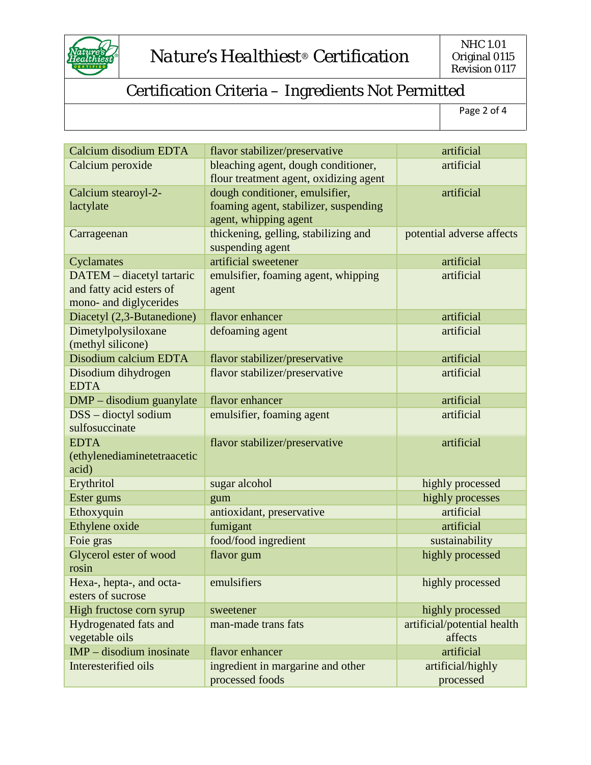| Calcium disodium EDTA | flavor stabilizer/preservative | artificial |
|---|---|---|
| Calcium peroxide | bleaching agent, dough conditioner, flour treatment agent, oxidizing agent | artificial |
| Calcium stearoyl-2-lactylate | dough conditioner, emulsifier, foaming agent, stabilizer, suspending agent, whipping agent | artificial |
| Carrageenan | thickening, gelling, stabilizing and suspending agent | potential adverse affects |
| Cyclamates | artificial sweetener | artificial |
| DATEM – diacetyl tartaric and fatty acid esters of mono- and diglycerides | emulsifier, foaming agent, whipping agent | artificial |
| Diacetyl (2,3-Butanedione) | flavor enhancer | artificial |
| Dimetylpolysiloxane (methyl silicone) | defoaming agent | artificial |
| Disodium calcium EDTA | flavor stabilizer/preservative | artificial |
| Disodium dihydrogen EDTA | flavor stabilizer/preservative | artificial |
| DMP – disodium guanylate | flavor enhancer | artificial |
| DSS – dioctyl sodium sulfosuccinate | emulsifier, foaming agent | artificial |
| EDTA (ethylenediaminetetraacetic acid) | flavor stabilizer/preservative | artificial |
| Erythritol | sugar alcohol | highly processed |
| Ester gums | gum | highly processes |
| Ethoxyquin | antioxidant, preservative | artificial |
| Ethylene oxide | fumigant | artificial |
| Foie gras | food/food ingredient | sustainability |
| Glycerol ester of wood rosin | flavor gum | highly processed |
| Hexa-, hepta-, and octa-esters of sucrose | emulsifiers | highly processed |
| High fructose corn syrup | sweetener | highly processed |
| Hydrogenated fats and vegetable oils | man-made trans fats | artificial/potential health affects |
| IMP – disodium inosinate | flavor enhancer | artificial |
| Interesterified oils | ingredient in margarine and other processed foods | artificial/highly processed |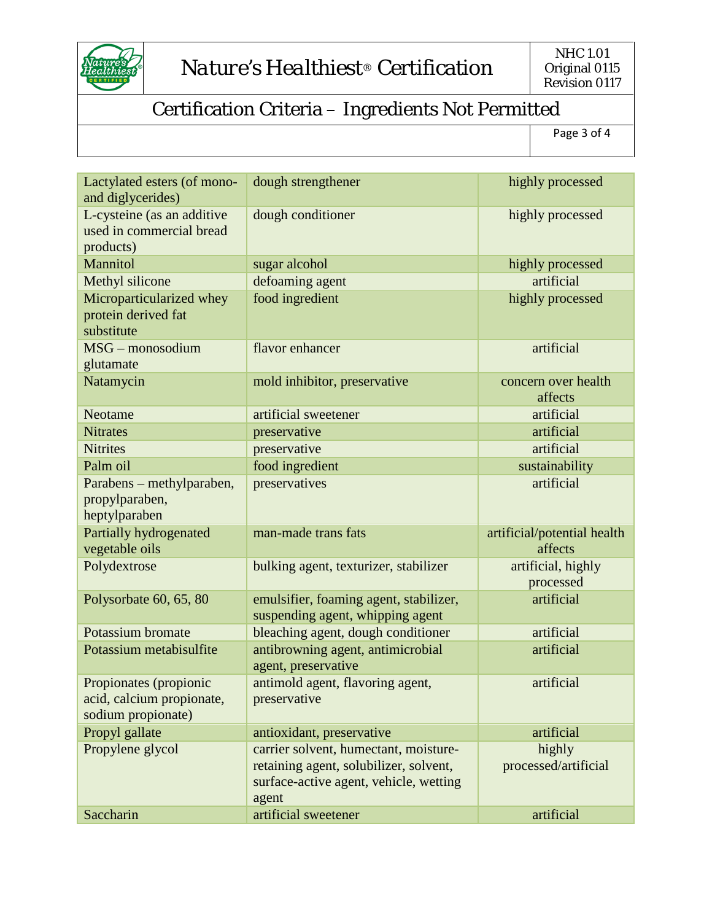| Lactylated esters (of mono- and diglycerides) | dough strengthener | highly processed |
|---|---|---|
| L-cysteine (as an additive used in commercial bread products) | dough conditioner | highly processed |
| Mannitol | sugar alcohol | highly processed |
| Methyl silicone | defoaming agent | artificial |
| Microparticularized whey protein derived fat substitute | food ingredient | highly processed |
| MSG – monosodium glutamate | flavor enhancer | artificial |
| Natamycin | mold inhibitor, preservative | concern over health affects |
| Neotame | artificial sweetener | artificial |
| Nitrates | preservative | artificial |
| Nitrites | preservative | artificial |
| Palm oil | food ingredient | sustainability |
| Parabens – methylparaben, propylparaben, heptylparaben | preservatives | artificial |
| Partially hydrogenated vegetable oils | man-made trans fats | artificial/potential health affects |
| Polydextrose | bulking agent, texturizer, stabilizer | artificial, highly processed |
| Polysorbate 60, 65, 80 | emulsifier, foaming agent, stabilizer, suspending agent, whipping agent | artificial |
| Potassium bromate | bleaching agent, dough conditioner | artificial |
| Potassium metabisulfite | antibrowning agent, antimicrobial agent, preservative | artificial |
| Propionates (propionic acid, calcium propionate, sodium propionate) | antimold agent, flavoring agent, preservative | artificial |
| Propyl gallate | antioxidant, preservative | artificial |
| Propylene glycol | carrier solvent, humectant, moisture-retaining agent, solubilizer, solvent, surface-active agent, vehicle, wetting agent | highly processed/artificial |
| Saccharin | artificial sweetener | artificial |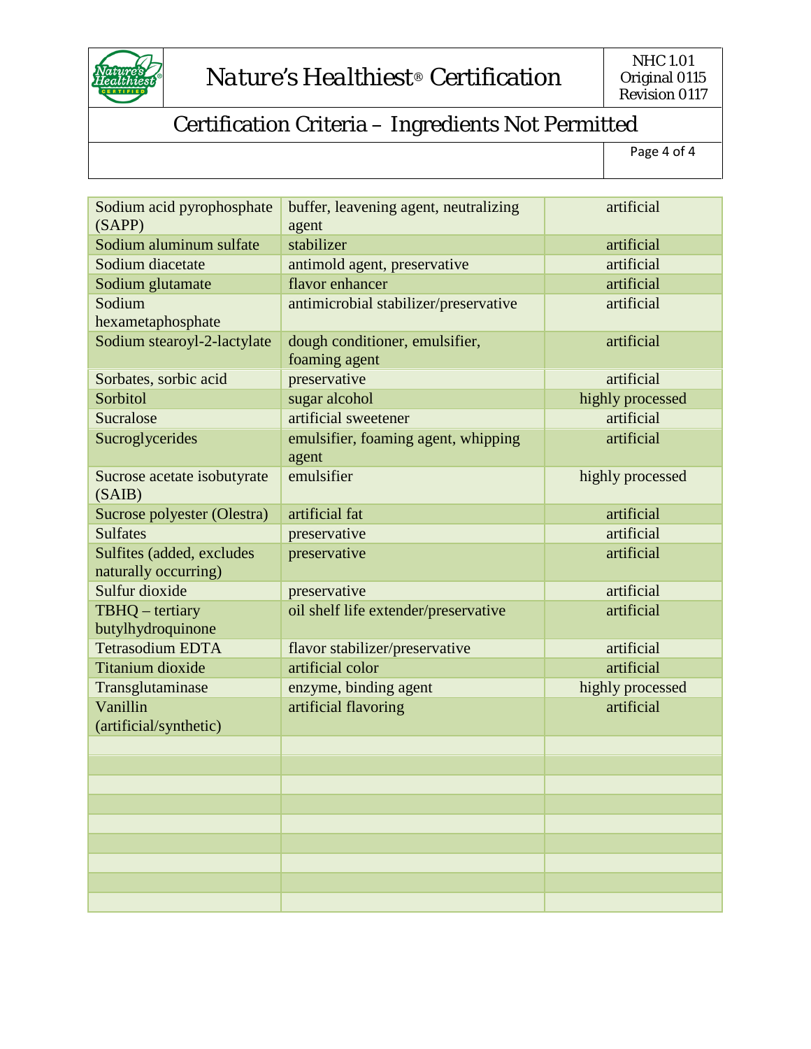| | | |
|---|---|---|
| Sodium acid pyrophosphate (SAPP) | buffer, leavening agent, neutralizing agent | artificial |
| Sodium aluminum sulfate | stabilizer | artificial |
| Sodium diacetate | antimold agent, preservative | artificial |
| Sodium glutamate | flavor enhancer | artificial |
| Sodium hexametaphosphate | antimicrobial stabilizer/preservative | artificial |
| Sodium stearoyl-2-lactylate | dough conditioner, emulsifier, foaming agent | artificial |
| Sorbates, sorbic acid | preservative | artificial |
| Sorbitol | sugar alcohol | highly processed |
| Sucralose | artificial sweetener | artificial |
| Sucroglycerides | emulsifier, foaming agent, whipping agent | artificial |
| Sucrose acetate isobutyrate (SAIB) | emulsifier | highly processed |
| Sucrose polyester (Olestra) | artificial fat | artificial |
| Sulfates | preservative | artificial |
| Sulfites (added, excludes naturally occurring) | preservative | artificial |
| Sulfur dioxide | preservative | artificial |
| TBHQ – tertiary butylhydroquinone | oil shelf life extender/preservative | artificial |
| Tetrasodium EDTA | flavor stabilizer/preservative | artificial |
| Titanium dioxide | artificial color | artificial |
| Transglutaminase | enzyme, binding agent | highly processed |
| Vanillin (artificial/synthetic) | artificial flavoring | artificial |
| | | |
| | | |
| | | |
| | | |
| | | |
| | | |
| | | |
| | | |
| | | |